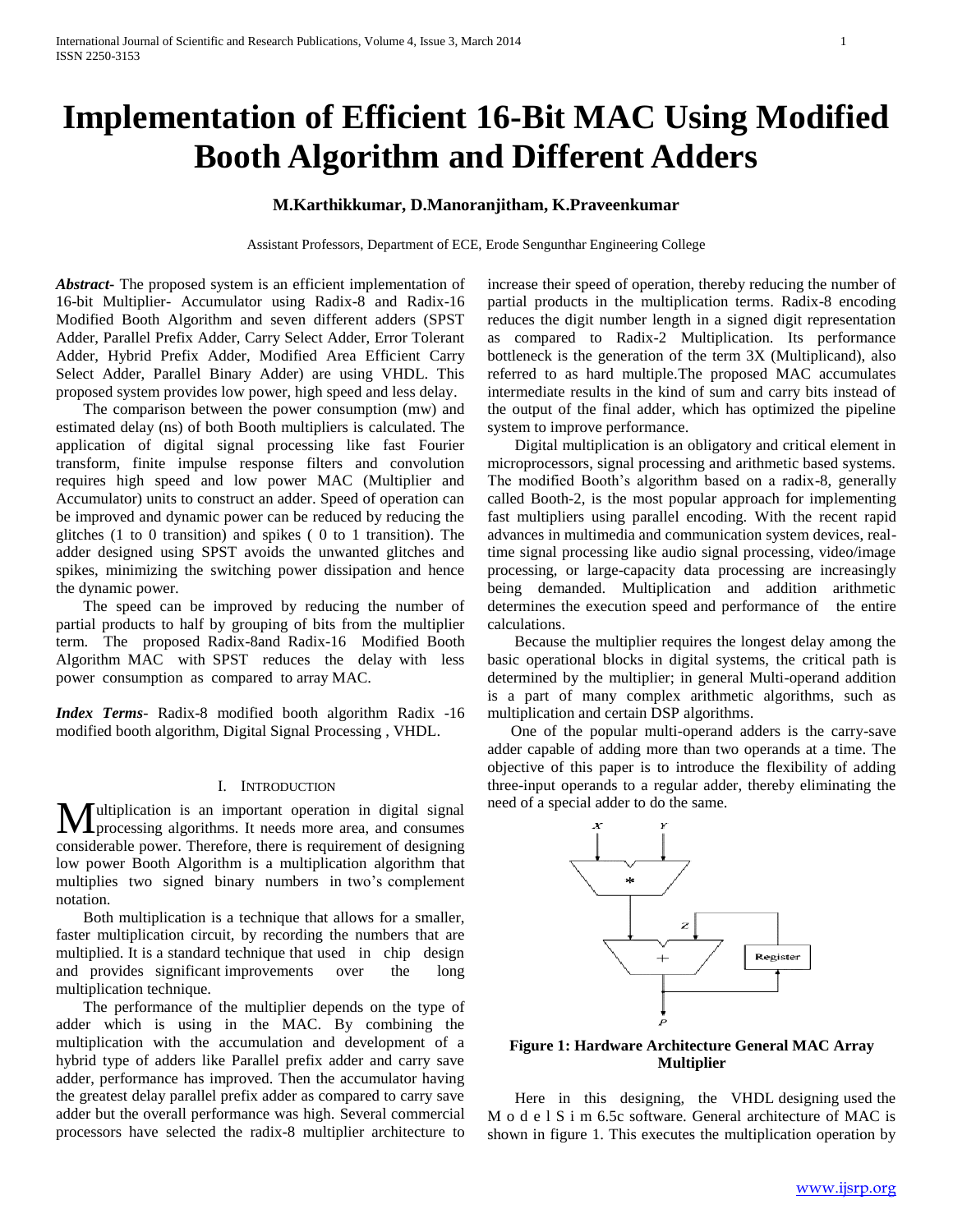# Implementation of Efficient 16-Bit MAC Using Modified Booth Algorithm and Different Adders

**M.Karthikkumar, D.Manoranjitham, K.Praveenkumar**

Assistant Professors, Department of ECE, Erode Sengunthar Engineering College

***Abstract-*** The proposed system is an efficient implementation of 16-bit Multiplier- Accumulator using Radix-8 and Radix-16 Modified Booth Algorithm and seven different adders (SPST Adder, Parallel Prefix Adder, Carry Select Adder, Error Tolerant Adder, Hybrid Prefix Adder, Modified Area Efficient Carry Select Adder, Parallel Binary Adder) are using VHDL. This proposed system provides low power, high speed and less delay.

The comparison between the power consumption (mw) and estimated delay (ns) of both Booth multipliers is calculated. The application of digital signal processing like fast Fourier transform, finite impulse response filters and convolution requires high speed and low power MAC (Multiplier and Accumulator) units to construct an adder. Speed of operation can be improved and dynamic power can be reduced by reducing the glitches (1 to 0 transition) and spikes ( 0 to 1 transition). The adder designed using SPST avoids the unwanted glitches and spikes, minimizing the switching power dissipation and hence the dynamic power.

The speed can be improved by reducing the number of partial products to half by grouping of bits from the multiplier term. The proposed Radix-8and Radix-16 Modified Booth Algorithm MAC with SPST reduces the delay with less power consumption as compared to array MAC.

***Index Terms-*** Radix-8 modified booth algorithm Radix -16 modified booth algorithm, Digital Signal Processing , VHDL.

## I. Introduction

Multiplication is an important operation in digital signal processing algorithms. It needs more area, and consumes considerable power. Therefore, there is requirement of designing low power Booth Algorithm is a multiplication algorithm that multiplies two signed binary numbers in two's complement notation.

Both multiplication is a technique that allows for a smaller, faster multiplication circuit, by recording the numbers that are multiplied. It is a standard technique that used in chip design and provides significant improvements over the long multiplication technique.

The performance of the multiplier depends on the type of adder which is using in the MAC. By combining the multiplication with the accumulation and development of a hybrid type of adders like Parallel prefix adder and carry save adder, performance has improved. Then the accumulator having the greatest delay parallel prefix adder as compared to carry save adder but the overall performance was high. Several commercial processors have selected the radix-8 multiplier architecture to increase their speed of operation, thereby reducing the number of partial products in the multiplication terms. Radix-8 encoding reduces the digit number length in a signed digit representation as compared to Radix-2 Multiplication. Its performance bottleneck is the generation of the term 3X (Multiplicand), also referred to as hard multiple.The proposed MAC accumulates intermediate results in the kind of sum and carry bits instead of the output of the final adder, which has optimized the pipeline system to improve performance.

Digital multiplication is an obligatory and critical element in microprocessors, signal processing and arithmetic based systems. The modified Booth's algorithm based on a radix-8, generally called Booth-2, is the most popular approach for implementing fast multipliers using parallel encoding. With the recent rapid advances in multimedia and communication system devices, real-time signal processing like audio signal processing, video/image processing, or large-capacity data processing are increasingly being demanded. Multiplication and addition arithmetic determines the execution speed and performance of the entire calculations.

Because the multiplier requires the longest delay among the basic operational blocks in digital systems, the critical path is determined by the multiplier; in general Multi-operand addition is a part of many complex arithmetic algorithms, such as multiplication and certain DSP algorithms.

One of the popular multi-operand adders is the carry-save adder capable of adding more than two operands at a time. The objective of this paper is to introduce the flexibility of adding three-input operands to a regular adder, thereby eliminating the need of a special adder to do the same.

**Figure 1: Hardware Architecture General MAC Array Multiplier**

Here in this designing, the VHDL designing used the M o d e l S i m 6.5c software. General architecture of MAC is shown in figure 1. This executes the multiplication operation by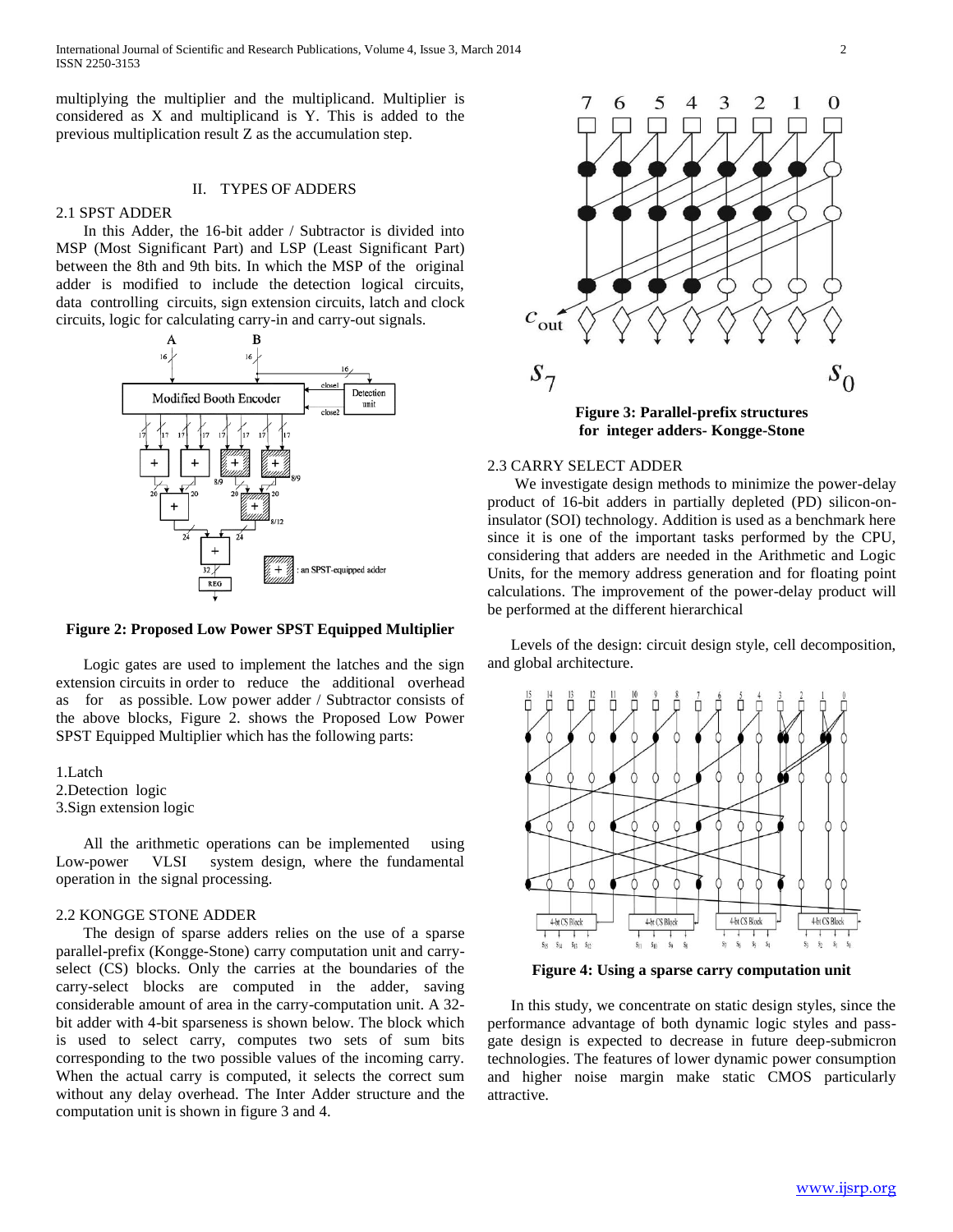multiplying the multiplier and the multiplicand. Multiplier is considered as X and multiplicand is Y. This is added to the previous multiplication result Z as the accumulation step.

## II. TYPES OF ADDERS

### 2.1 SPST ADDER

In this Adder, the 16-bit adder / Subtractor is divided into MSP (Most Significant Part) and LSP (Least Significant Part) between the 8th and 9th bits. In which the MSP of the original adder is modified to include the detection logical circuits, data controlling circuits, sign extension circuits, latch and clock circuits, logic for calculating carry-in and carry-out signals.

**Figure 2: Proposed Low Power SPST Equipped Multiplier**

Logic gates are used to implement the latches and the sign extension circuits in order to reduce the additional overhead as for as possible. Low power adder / Subtractor consists of the above blocks, Figure 2. shows the Proposed Low Power SPST Equipped Multiplier which has the following parts:

1. Latch
2. Detection logic
3. Sign extension logic

All the arithmetic operations can be implemented using Low-power VLSI system design, where the fundamental operation in the signal processing.

### 2.2 KONGGE STONE ADDER

The design of sparse adders relies on the use of a sparse parallel-prefix (Kongge-Stone) carry computation unit and carry-select (CS) blocks. Only the carries at the boundaries of the carry-select blocks are computed in the adder, saving considerable amount of area in the carry-computation unit. A 32-bit adder with 4-bit sparseness is shown below. The block which is used to select carry, computes two sets of sum bits corresponding to the two possible values of the incoming carry. When the actual carry is computed, it selects the correct sum without any delay overhead. The Inter Adder structure and the computation unit is shown in figure 3 and 4.

**Figure 3: Parallel-prefix structures for integer adders- Kongge-Stone**

### 2.3 CARRY SELECT ADDER

We investigate design methods to minimize the power-delay product of 16-bit adders in partially depleted (PD) silicon-on-insulator (SOI) technology. Addition is used as a benchmark here since it is one of the important tasks performed by the CPU, considering that adders are needed in the Arithmetic and Logic Units, for the memory address generation and for floating point calculations. The improvement of the power-delay product will be performed at the different hierarchical

Levels of the design: circuit design style, cell decomposition, and global architecture.

**Figure 4: Using a sparse carry computation unit**

In this study, we concentrate on static design styles, since the performance advantage of both dynamic logic styles and pass-gate design is expected to decrease in future deep-submicron technologies. The features of lower dynamic power consumption and higher noise margin make static CMOS particularly attractive.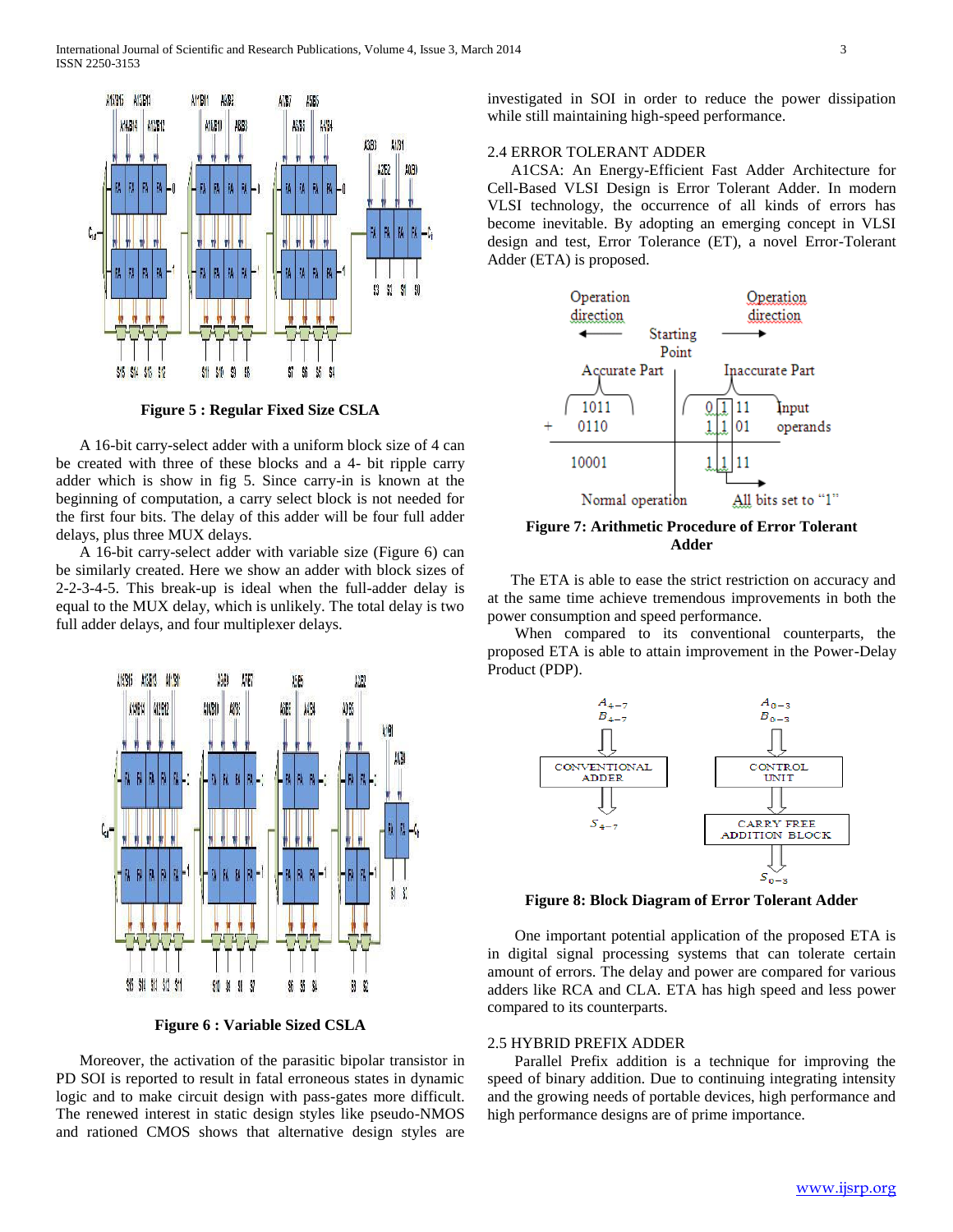Figure 5 : Regular Fixed Size CSLA

A 16-bit carry-select adder with a uniform block size of 4 can be created with three of these blocks and a 4- bit ripple carry adder which is show in fig 5. Since carry-in is known at the beginning of computation, a carry select block is not needed for the first four bits. The delay of this adder will be four full adder delays, plus three MUX delays.

A 16-bit carry-select adder with variable size (Figure 6) can be similarly created. Here we show an adder with block sizes of 2-2-3-4-5. This break-up is ideal when the full-adder delay is equal to the MUX delay, which is unlikely. The total delay is two full adder delays, and four multiplexer delays.

Figure 6 : Variable Sized CSLA

Moreover, the activation of the parasitic bipolar transistor in PD SOI is reported to result in fatal erroneous states in dynamic logic and to make circuit design with pass-gates more difficult. The renewed interest in static design styles like pseudo-NMOS and rationed CMOS shows that alternative design styles are investigated in SOI in order to reduce the power dissipation while still maintaining high-speed performance.

## 2.4 ERROR TOLERANT ADDER

A1CSA: An Energy-Efficient Fast Adder Architecture for Cell-Based VLSI Design is Error Tolerant Adder. In modern VLSI technology, the occurrence of all kinds of errors has become inevitable. By adopting an emerging concept in VLSI design and test, Error Tolerance (ET), a novel Error-Tolerant Adder (ETA) is proposed.

Figure 7: Arithmetic Procedure of Error Tolerant Adder

The ETA is able to ease the strict restriction on accuracy and at the same time achieve tremendous improvements in both the power consumption and speed performance.

When compared to its conventional counterparts, the proposed ETA is able to attain improvement in the Power-Delay Product (PDP).

Figure 8: Block Diagram of Error Tolerant Adder

One important potential application of the proposed ETA is in digital signal processing systems that can tolerate certain amount of errors. The delay and power are compared for various adders like RCA and CLA. ETA has high speed and less power compared to its counterparts.

## 2.5 HYBRID PREFIX ADDER

Parallel Prefix addition is a technique for improving the speed of binary addition. Due to continuing integrating intensity and the growing needs of portable devices, high performance and high performance designs are of prime importance.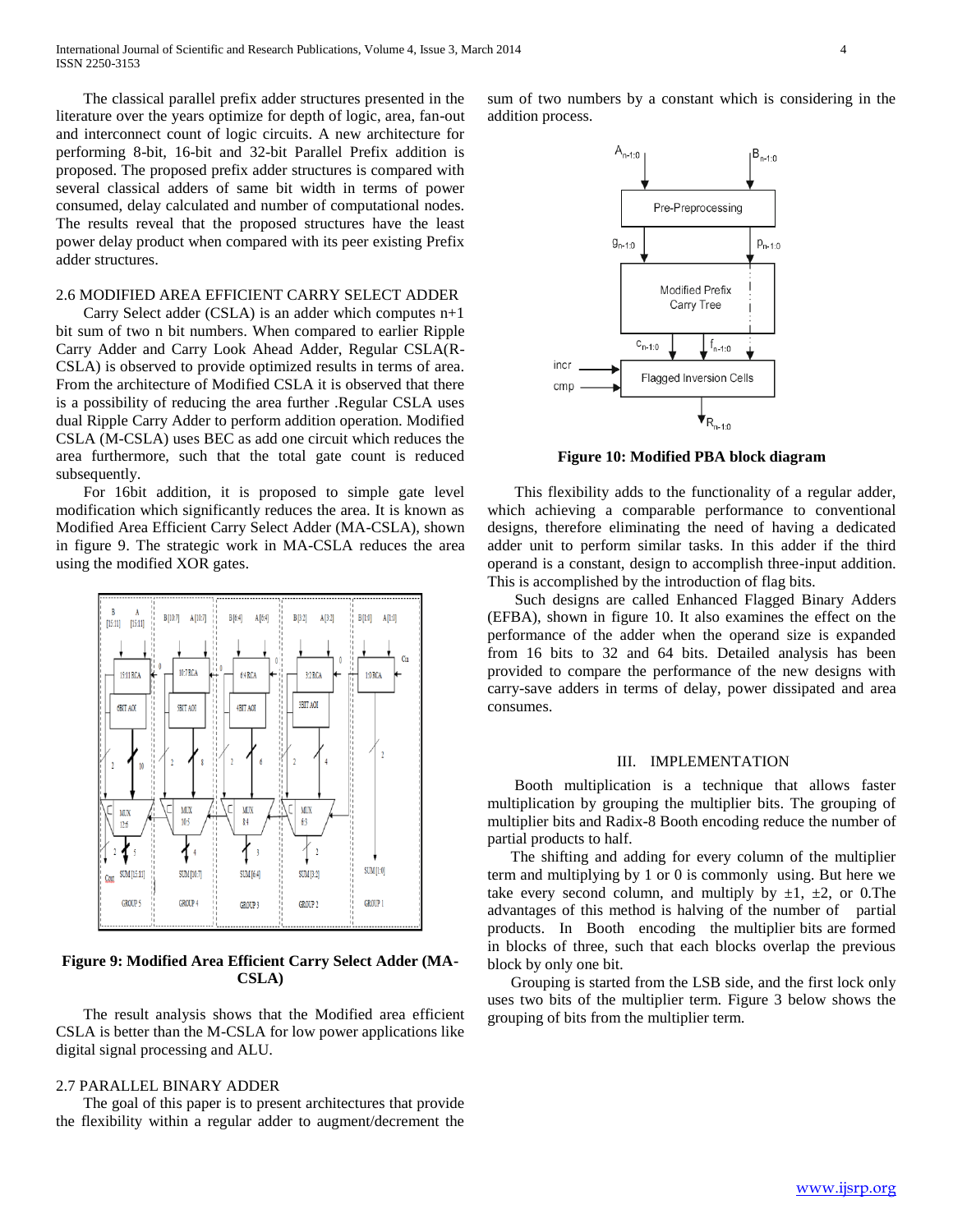The classical parallel prefix adder structures presented in the literature over the years optimize for depth of logic, area, fan-out and interconnect count of logic circuits. A new architecture for performing 8-bit, 16-bit and 32-bit Parallel Prefix addition is proposed. The proposed prefix adder structures is compared with several classical adders of same bit width in terms of power consumed, delay calculated and number of computational nodes. The results reveal that the proposed structures have the least power delay product when compared with its peer existing Prefix adder structures.

### 2.6 MODIFIED AREA EFFICIENT CARRY SELECT ADDER

Carry Select adder (CSLA) is an adder which computes n+1 bit sum of two n bit numbers. When compared to earlier Ripple Carry Adder and Carry Look Ahead Adder, Regular CSLA(R-CSLA) is observed to provide optimized results in terms of area. From the architecture of Modified CSLA it is observed that there is a possibility of reducing the area further .Regular CSLA uses dual Ripple Carry Adder to perform addition operation. Modified CSLA (M-CSLA) uses BEC as add one circuit which reduces the area furthermore, such that the total gate count is reduced subsequently.

For 16bit addition, it is proposed to simple gate level modification which significantly reduces the area. It is known as Modified Area Efficient Carry Select Adder (MA-CSLA), shown in figure 9. The strategic work in MA-CSLA reduces the area using the modified XOR gates.

**Figure 9: Modified Area Efficient Carry Select Adder (MA-CSLA)**

The result analysis shows that the Modified area efficient CSLA is better than the M-CSLA for low power applications like digital signal processing and ALU.

### 2.7 PARALLEL BINARY ADDER

The goal of this paper is to present architectures that provide the flexibility within a regular adder to augment/decrement the sum of two numbers by a constant which is considering in the addition process.

**Figure 10: Modified PBA block diagram**

This flexibility adds to the functionality of a regular adder, which achieving a comparable performance to conventional designs, therefore eliminating the need of having a dedicated adder unit to perform similar tasks. In this adder if the third operand is a constant, design to accomplish three-input addition. This is accomplished by the introduction of flag bits.

Such designs are called Enhanced Flagged Binary Adders (EFBA), shown in figure 10. It also examines the effect on the performance of the adder when the operand size is expanded from 16 bits to 32 and 64 bits. Detailed analysis has been provided to compare the performance of the new designs with carry-save adders in terms of delay, power dissipated and area consumes.

## III. IMPLEMENTATION

Booth multiplication is a technique that allows faster multiplication by grouping the multiplier bits. The grouping of multiplier bits and Radix-8 Booth encoding reduce the number of partial products to half.

The shifting and adding for every column of the multiplier term and multiplying by 1 or 0 is commonly using. But here we take every second column, and multiply by ±1, ±2, or 0.The advantages of this method is halving of the number of partial products. In Booth encoding the multiplier bits are formed in blocks of three, such that each blocks overlap the previous block by only one bit.

Grouping is started from the LSB side, and the first lock only uses two bits of the multiplier term. Figure 3 below shows the grouping of bits from the multiplier term.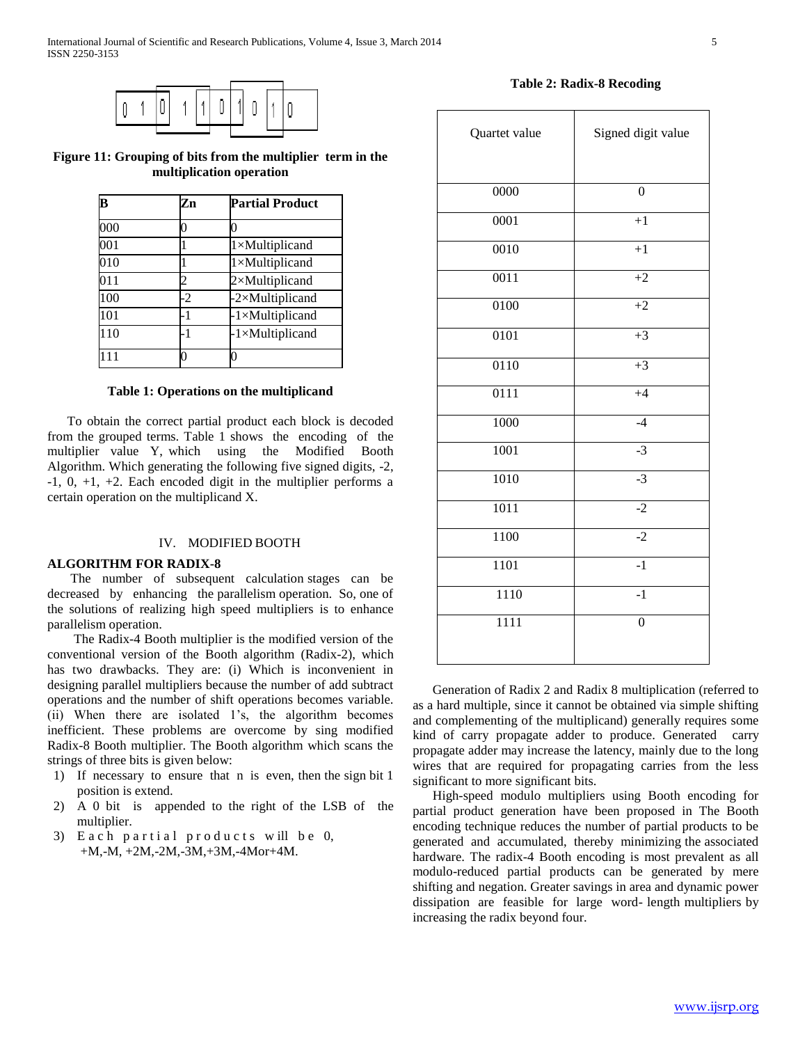Figure 11: Grouping of bits from the multiplier term in the multiplication operation

| B | Zn | Partial Product |
| --- | --- | --- |
| 000 | 0 | 0 |
| 001 | 1 | 1×Multiplicand |
| 010 | 1 | 1×Multiplicand |
| 011 | 2 | 2×Multiplicand |
| 100 | -2 | -2×Multiplicand |
| 101 | -1 | -1×Multiplicand |
| 110 | -1 | -1×Multiplicand |
| 111 | 0 | 0 |

**Table 1: Operations on the multiplicand**

To obtain the correct partial product each block is decoded from the grouped terms. Table 1 shows the encoding of the multiplier value Y, which using the Modified Booth Algorithm. Which generating the following five signed digits, -2, -1, 0, +1, +2. Each encoded digit in the multiplier performs a certain operation on the multiplicand X.

## IV. MODIFIED BOOTH ALGORITHM FOR RADIX-8

The number of subsequent calculation stages can be decreased by enhancing the parallelism operation. So, one of the solutions of realizing high speed multipliers is to enhance parallelism operation.

The Radix-4 Booth multiplier is the modified version of the conventional version of the Booth algorithm (Radix-2), which has two drawbacks. They are: (i) Which is inconvenient in designing parallel multipliers because the number of add subtract operations and the number of shift operations becomes variable. (ii) When there are isolated 1's, the algorithm becomes inefficient. These problems are overcome by sing modified Radix-8 Booth multiplier. The Booth algorithm which scans the strings of three bits is given below:

1) If necessary to ensure that n is even, then the sign bit 1 position is extend.
2) A 0 bit is appended to the right of the LSB of the multiplier.
3) Each partial products will be 0, +M,-M, +2M,-2M,-3M,+3M,-4Mor+4M.

**Table 2: Radix-8 Recoding**

| Quartet value | Signed digit value |
| --- | --- |
| 0000 | 0 |
| 0001 | +1 |
| 0010 | +1 |
| 0011 | +2 |
| 0100 | +2 |
| 0101 | +3 |
| 0110 | +3 |
| 0111 | +4 |
| 1000 | -4 |
| 1001 | -3 |
| 1010 | -3 |
| 1011 | -2 |
| 1100 | -2 |
| 1101 | -1 |
| 1110 | -1 |
| 1111 | 0 |

Generation of Radix 2 and Radix 8 multiplication (referred to as a hard multiple, since it cannot be obtained via simple shifting and complementing of the multiplicand) generally requires some kind of carry propagate adder to produce. Generated carry propagate adder may increase the latency, mainly due to the long wires that are required for propagating carries from the less significant to more significant bits.

High-speed modulo multipliers using Booth encoding for partial product generation have been proposed in The Booth encoding technique reduces the number of partial products to be generated and accumulated, thereby minimizing the associated hardware. The radix-4 Booth encoding is most prevalent as all modulo-reduced partial products can be generated by mere shifting and negation. Greater savings in area and dynamic power dissipation are feasible for large word- length multipliers by increasing the radix beyond four.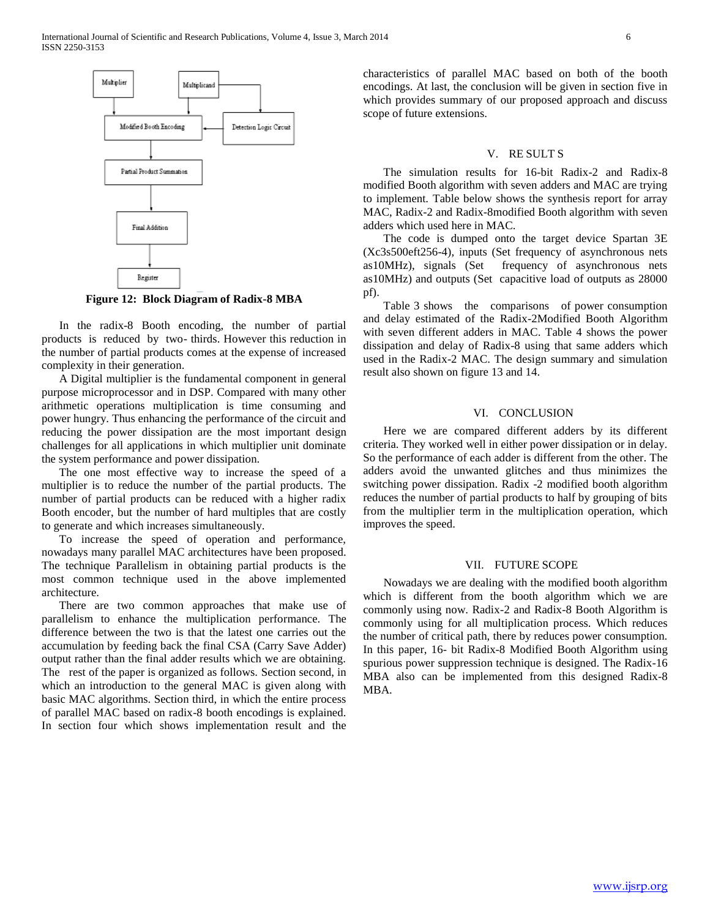Figure 12: Block Diagram of Radix-8 MBA

In the radix-8 Booth encoding, the number of partial products is reduced by two- thirds. However this reduction in the number of partial products comes at the expense of increased complexity in their generation.

A Digital multiplier is the fundamental component in general purpose microprocessor and in DSP. Compared with many other arithmetic operations multiplication is time consuming and power hungry. Thus enhancing the performance of the circuit and reducing the power dissipation are the most important design challenges for all applications in which multiplier unit dominate the system performance and power dissipation.

The one most effective way to increase the speed of a multiplier is to reduce the number of the partial products. The number of partial products can be reduced with a higher radix Booth encoder, but the number of hard multiples that are costly to generate and which increases simultaneously.

To increase the speed of operation and performance, nowadays many parallel MAC architectures have been proposed. The technique Parallelism in obtaining partial products is the most common technique used in the above implemented architecture.

There are two common approaches that make use of parallelism to enhance the multiplication performance. The difference between the two is that the latest one carries out the accumulation by feeding back the final CSA (Carry Save Adder) output rather than the final adder results which we are obtaining. The rest of the paper is organized as follows. Section second, in which an introduction to the general MAC is given along with basic MAC algorithms. Section third, in which the entire process of parallel MAC based on radix-8 booth encodings is explained. In section four which shows implementation result and the characteristics of parallel MAC based on both of the booth encodings. At last, the conclusion will be given in section five in which provides summary of our proposed approach and discuss scope of future extensions.

## V. RE SULT S

The simulation results for 16-bit Radix-2 and Radix-8 modified Booth algorithm with seven adders and MAC are trying to implement. Table below shows the synthesis report for array MAC, Radix-2 and Radix-8modified Booth algorithm with seven adders which used here in MAC.

The code is dumped onto the target device Spartan 3E (Xc3s500eft256-4), inputs (Set frequency of asynchronous nets as10MHz), signals (Set frequency of asynchronous nets as10MHz) and outputs (Set capacitive load of outputs as 28000 pf).

Table 3 shows the comparisons of power consumption and delay estimated of the Radix-2Modified Booth Algorithm with seven different adders in MAC. Table 4 shows the power dissipation and delay of Radix-8 using that same adders which used in the Radix-2 MAC. The design summary and simulation result also shown on figure 13 and 14.

## VI. CONCLUSION

Here we are compared different adders by its different criteria. They worked well in either power dissipation or in delay. So the performance of each adder is different from the other. The adders avoid the unwanted glitches and thus minimizes the switching power dissipation. Radix -2 modified booth algorithm reduces the number of partial products to half by grouping of bits from the multiplier term in the multiplication operation, which improves the speed.

## VII. FUTURE SCOPE

Nowadays we are dealing with the modified booth algorithm which is different from the booth algorithm which we are commonly using now. Radix-2 and Radix-8 Booth Algorithm is commonly using for all multiplication process. Which reduces the number of critical path, there by reduces power consumption. In this paper, 16- bit Radix-8 Modified Booth Algorithm using spurious power suppression technique is designed. The Radix-16 MBA also can be implemented from this designed Radix-8 MBA.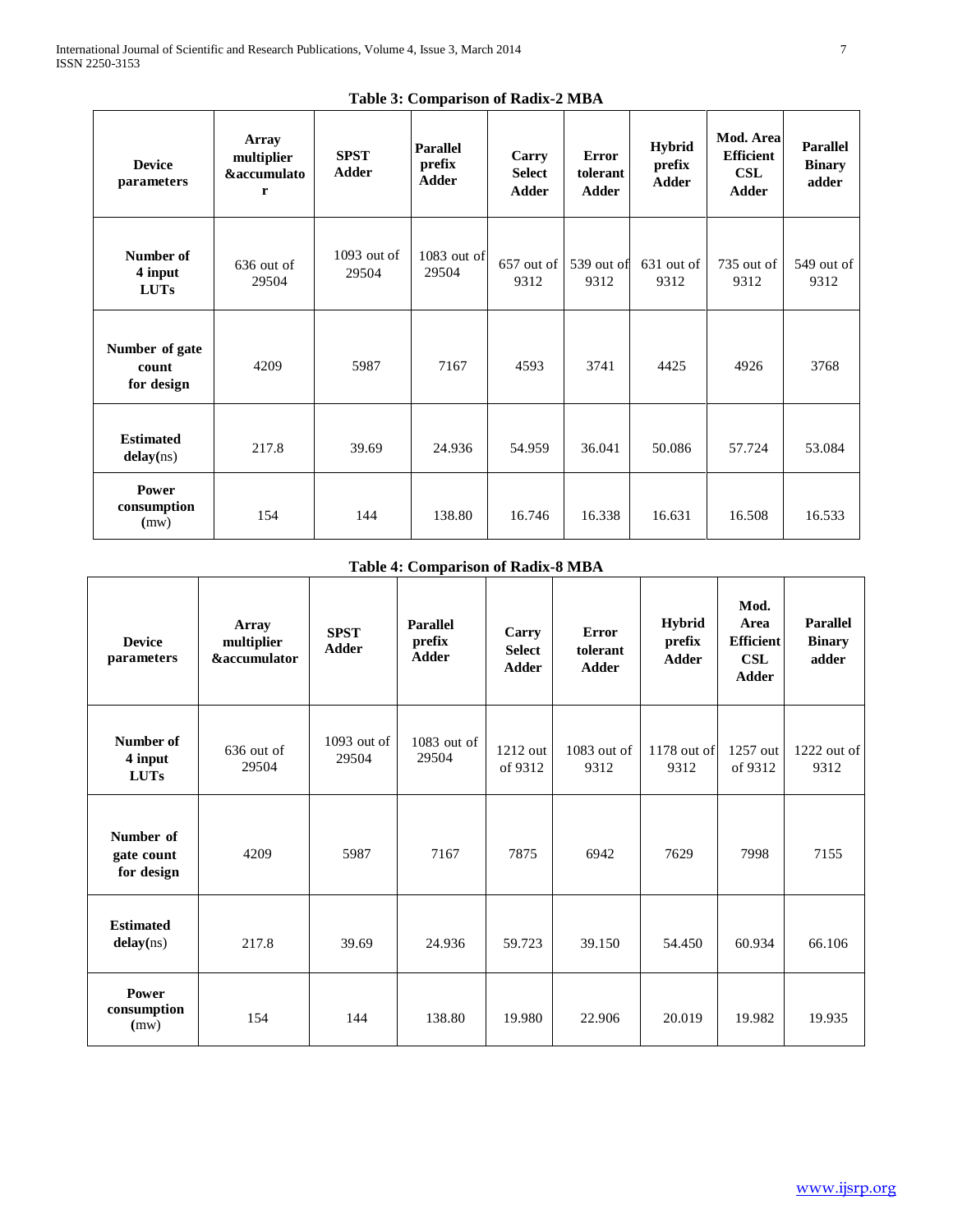**Table 3: Comparison of Radix-2 MBA**

| Device parameters | Array multiplier &accumulator | SPST Adder | Parallel prefix Adder | Carry Select Adder | Error tolerant Adder | Hybrid prefix Adder | Mod. Area Efficient CSL Adder | Parallel Binary adder |
|---|---|---|---|---|---|---|---|---|
| Number of 4 input LUTs | 636 out of 29504 | 1093 out of 29504 | 1083 out of 29504 | 657 out of 9312 | 539 out of 9312 | 631 out of 9312 | 735 out of 9312 | 549 out of 9312 |
| Number of gate count for design | 4209 | 5987 | 7167 | 4593 | 3741 | 4425 | 4926 | 3768 |
| Estimated delay(ns) | 217.8 | 39.69 | 24.936 | 54.959 | 36.041 | 50.086 | 57.724 | 53.084 |
| Power consumption (mw) | 154 | 144 | 138.80 | 16.746 | 16.338 | 16.631 | 16.508 | 16.533 |

**Table 4: Comparison of Radix-8 MBA**

| Device parameters | Array multiplier &accumulator | SPST Adder | Parallel prefix Adder | Carry Select Adder | Error tolerant Adder | Hybrid prefix Adder | Mod. Area Efficient CSL Adder | Parallel Binary adder |
|---|---|---|---|---|---|---|---|---|
| Number of 4 input LUTs | 636 out of 29504 | 1093 out of 29504 | 1083 out of 29504 | 1212 out of 9312 | 1083 out of 9312 | 1178 out of 9312 | 1257 out of 9312 | 1222 out of 9312 |
| Number of gate count for design | 4209 | 5987 | 7167 | 7875 | 6942 | 7629 | 7998 | 7155 |
| Estimated delay(ns) | 217.8 | 39.69 | 24.936 | 59.723 | 39.150 | 54.450 | 60.934 | 66.106 |
| Power consumption (mw) | 154 | 144 | 138.80 | 19.980 | 22.906 | 20.019 | 19.982 | 19.935 |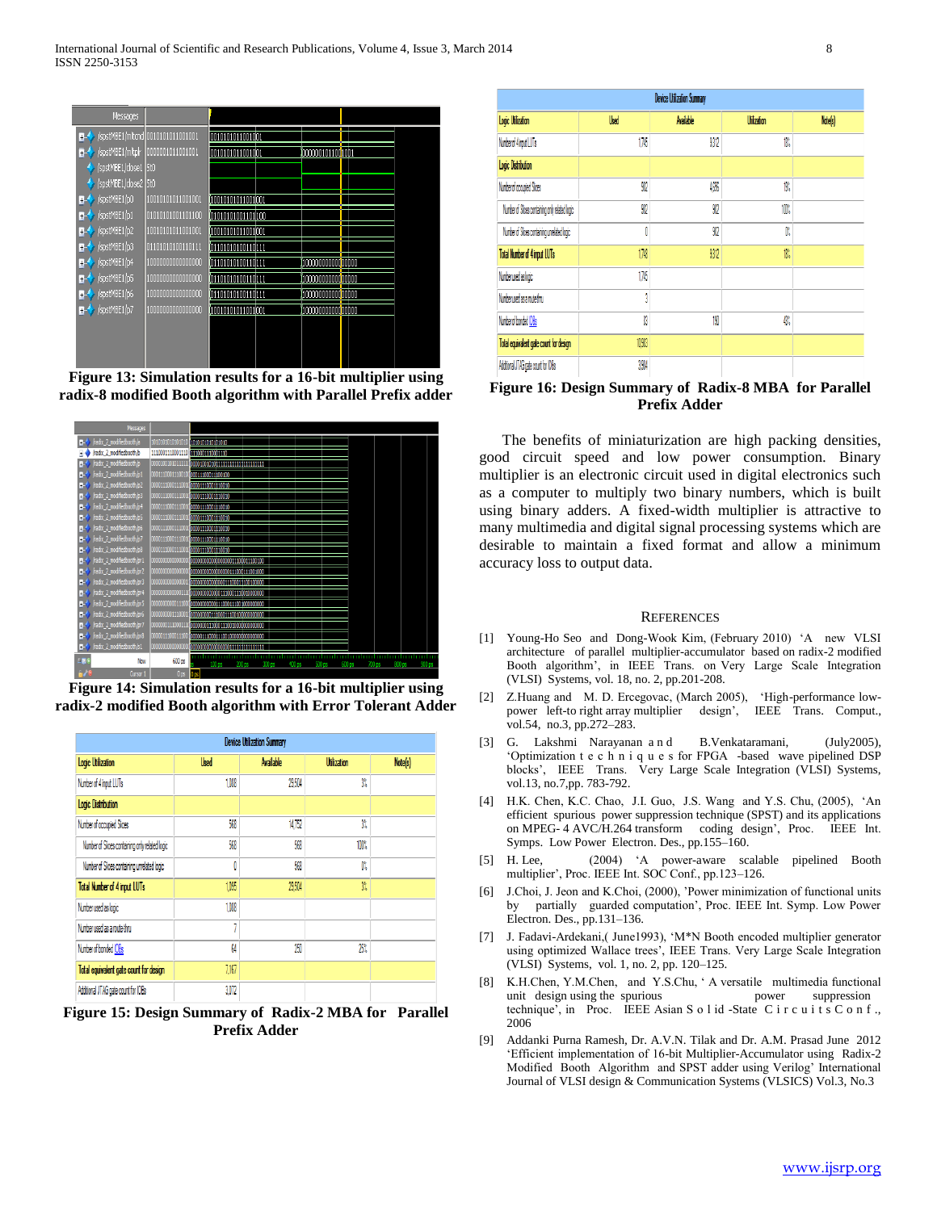Figure 13: Simulation results for a 16-bit multiplier using radix-8 modified Booth algorithm with Parallel Prefix adder

Figure 14: Simulation results for a 16-bit multiplier using radix-2 modified Booth algorithm with Error Tolerant Adder

| Device Utilization Summary | | | | |
|---|---|---|---|---|
| Logic Utilization | Used | Available | Utilization | Note(s) |
| Number of 4 input LUTs | 1,068 | 29,504 | 3% | |
| Logic Distribution | | | | |
| Number of occupied Slices | 568 | 14,752 | 3% | |
| Number of Slices containing only related logic | 568 | 568 | 100% | |
| Number of Slices containing unrelated logic | 0 | 568 | 0% | |
| Total Number of 4 input LUTs | 1,065 | 29,504 | 3% | |
| Number used as logic | 1,068 | | | |
| Number used as a route-thru | 7 | | | |
| Number of bonded IOBs | 64 | 250 | 25% | |
| Total equivalent gate count for design | 7,167 | | | |
| Additional JTAG gate count for IOBs | 3,072 | | | |

Figure 15: Design Summary of Radix-2 MBA for Parallel Prefix Adder

| Device Utilization Summary | | | | |
|---|---|---|---|---|
| Logic Utilization | Used | Available | Utilization | Note(s) |
| Number of 4 input LUTs | 1,745 | 9,312 | 18% | |
| Logic Distribution | | | | |
| Number of occupied Slices | 912 | 4,656 | 19% | |
| Number of Slices containing only related logic | 912 | 912 | 100% | |
| Number of Slices containing unrelated logic | 0 | 912 | 0% | |
| Total Number of 4 input LUTs | 1,748 | 9,312 | 18% | |
| Number used as logic | 1,745 | | | |
| Number used as a route-thru | 3 | | | |
| Number of bonded IOBs | 83 | 190 | 43% | |
| Total equivalent gate count for design | 10,983 | | | |
| Additional JTAG gate count for IOBs | 3,984 | | | |

Figure 16: Design Summary of Radix-8 MBA for Parallel Prefix Adder

The benefits of miniaturization are high packing densities, good circuit speed and low power consumption. Binary multiplier is an electronic circuit used in digital electronics such as a computer to multiply two binary numbers, which is built using binary adders. A fixed-width multiplier is attractive to many multimedia and digital signal processing systems which are desirable to maintain a fixed format and allow a minimum accuracy loss to output data.

## REFERENCES

[1] Young-Ho Seo and Dong-Wook Kim, (February 2010) 'A new VLSI architecture of parallel multiplier-accumulator based on radix-2 modified Booth algorithm', in IEEE Trans. on Very Large Scale Integration (VLSI) Systems, vol. 18, no. 2, pp.201-208.

[2] Z.Huang and M. D. Ercegovac, (March 2005), 'High-performance low-power left-to right array multiplier design', IEEE Trans. Comput., vol.54, no.3, pp.272–283.

[3] G. Lakshmi Narayanan and B.Venkataramani, (July2005), 'Optimization techniques for FPGA -based wave pipelined DSP blocks', IEEE Trans. Very Large Scale Integration (VLSI) Systems, vol.13, no.7,pp. 783-792.

[4] H.K. Chen, K.C. Chao, J.I. Guo, J.S. Wang and Y.S. Chu, (2005), 'An efficient spurious power suppression technique (SPST) and its applications on MPEG- 4 AVC/H.264 transform coding design', Proc. IEEE Int. Symps. Low Power Electron. Des., pp.155–160.

[5] H. Lee, (2004) 'A power-aware scalable pipelined Booth multiplier', Proc. IEEE Int. SOC Conf., pp.123–126.

[6] J.Choi, J. Jeon and K.Choi, (2000), 'Power minimization of functional units by partially guarded computation', Proc. IEEE Int. Symp. Low Power Electron. Des., pp.131–136.

[7] J. Fadavi-Ardekani,( June1993), 'M*N Booth encoded multiplier generator using optimized Wallace trees', IEEE Trans. Very Large Scale Integration (VLSI) Systems, vol. 1, no. 2, pp. 120–125.

[8] K.H.Chen, Y.M.Chen, and Y.S.Chu, ' A versatile multimedia functional unit design using the spurious power suppression technique', in Proc. IEEE Asian Solid-State Circuits Conf., 2006

[9] Addanki Purna Ramesh, Dr. A.V.N. Tilak and Dr. A.M. Prasad June 2012 'Efficient implementation of 16-bit Multiplier-Accumulator using Radix-2 Modified Booth Algorithm and SPST adder using Verilog' International Journal of VLSI design & Communication Systems (VLSICS) Vol.3, No.3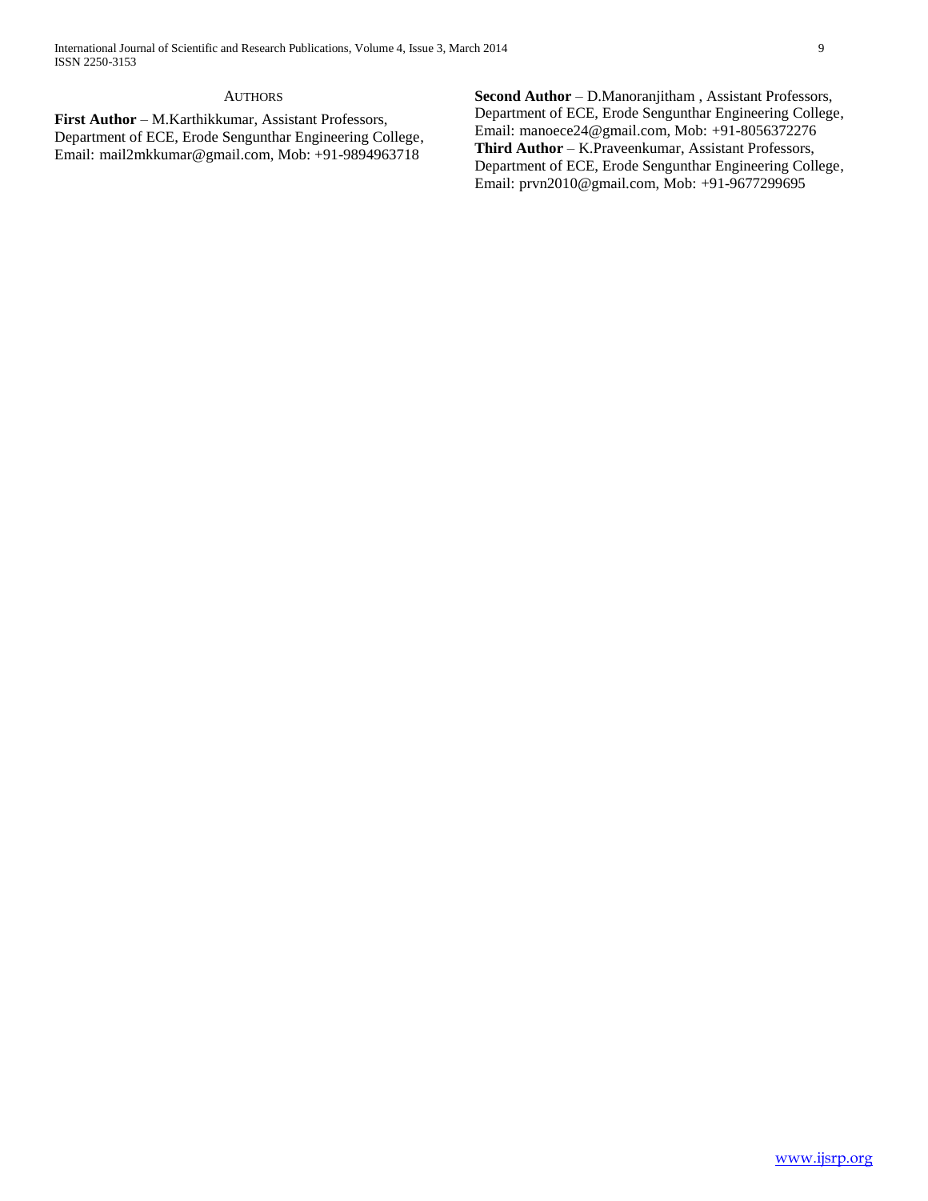## AUTHORS

**First Author** – M.Karthikkumar, Assistant Professors, Department of ECE, Erode Sengunthar Engineering College, Email: mail2mkkumar@gmail.com, Mob: +91-9894963718

**Second Author** – D.Manoranjitham , Assistant Professors, Department of ECE, Erode Sengunthar Engineering College, Email: manoece24@gmail.com, Mob: +91-8056372276

**Third Author** – K.Praveenkumar, Assistant Professors, Department of ECE, Erode Sengunthar Engineering College, Email: prvn2010@gmail.com, Mob: +91-9677299695